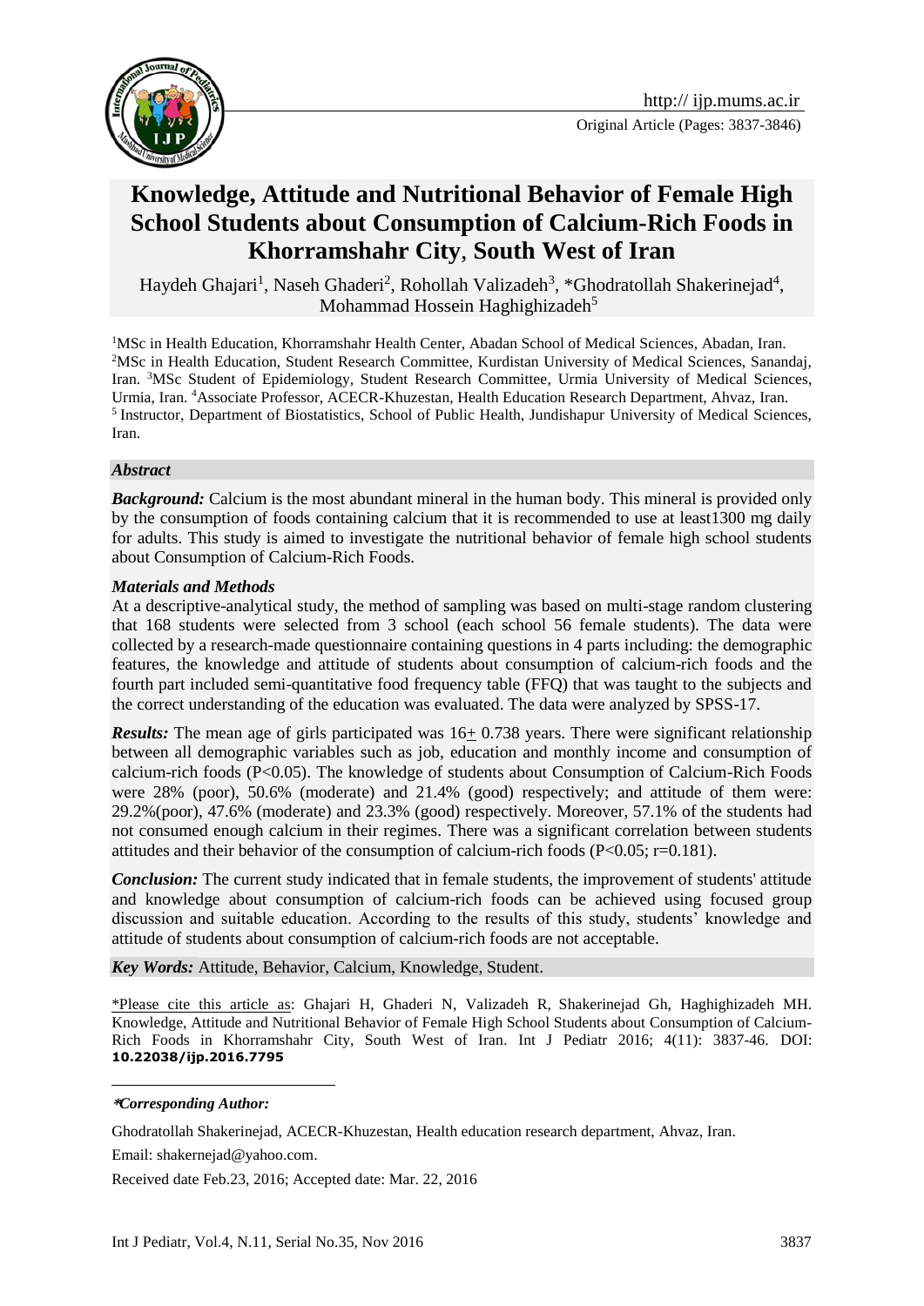Original Article (Pages: 3837-3846)

# Knowledge, Attitude and Nutritional Behavior of Female High School Students about Consumption of Calcium-Rich Foods in Khorramshahr City, South West of Iran

Haydeh Ghajari[1], Naseh Ghaderi[2], Rohollah Valizadeh[3], *Ghodratollah Shakerinejad[4], Mohammad Hossein Haghighizadeh[5]

[1]MSc in Health Education, Khorramshahr Health Center, Abadan School of Medical Sciences, Abadan, Iran. [2]MSc in Health Education, Student Research Committee, Kurdistan University of Medical Sciences, Sanandaj, Iran. [3]MSc Student of Epidemiology, Student Research Committee, Urmia University of Medical Sciences, Urmia, Iran. [4]Associate Professor, ACECR-Khuzestan, Health Education Research Department, Ahvaz, Iran. [5] Instructor, Department of Biostatistics, School of Public Health, Jundishapur University of Medical Sciences, Iran.

### *Abstract*

***Background:*** Calcium is the most abundant mineral in the human body. This mineral is provided only by the consumption of foods containing calcium that it is recommended to use at least1300 mg daily for adults. This study is aimed to investigate the nutritional behavior of female high school students about Consumption of Calcium-Rich Foods.

***Materials and Methods***

At a descriptive-analytical study, the method of sampling was based on multi-stage random clustering that 168 students were selected from 3 school (each school 56 female students). The data were collected by a research-made questionnaire containing questions in 4 parts including: the demographic features, the knowledge and attitude of students about consumption of calcium-rich foods and the fourth part included semi-quantitative food frequency table (FFQ) that was taught to the subjects and the correct understanding of the education was evaluated. The data were analyzed by SPSS-17.

***Results:*** The mean age of girls participated was 16$\pm$ 0.738 years. There were significant relationship between all demographic variables such as job, education and monthly income and consumption of calcium-rich foods ($P<0.05$). The knowledge of students about Consumption of Calcium-Rich Foods were 28% (poor), 50.6% (moderate) and 21.4% (good) respectively; and attitude of them were: 29.2%(poor), 47.6% (moderate) and 23.3% (good) respectively. Moreover, 57.1% of the students had not consumed enough calcium in their regimes. There was a significant correlation between students attitudes and their behavior of the consumption of calcium-rich foods ($P<0.05$; $r=0.181$).

***Conclusion:*** The current study indicated that in female students, the improvement of students' attitude and knowledge about consumption of calcium-rich foods can be achieved using focused group discussion and suitable education. According to the results of this study, students' knowledge and attitude of students about consumption of calcium-rich foods are not acceptable.

***Key Words:*** Attitude, Behavior, Calcium, Knowledge, Student.

\*Please cite this article as: Ghajari H, Ghaderi N, Valizadeh R, Shakerinejad Gh, Haghighizadeh MH. Knowledge, Attitude and Nutritional Behavior of Female High School Students about Consumption of Calcium-Rich Foods in Khorramshahr City, South West of Iran. Int J Pediatr 2016; 4(11): 3837-46. DOI: **10.22038/ijp.2016.7795**

---

***\*Corresponding Author:***

Ghodratollah Shakerinejad, ACECR-Khuzestan, Health education research department, Ahvaz, Iran.

Email: shakernejad@yahoo.com.

Received date Feb.23, 2016; Accepted date: Mar. 22, 2016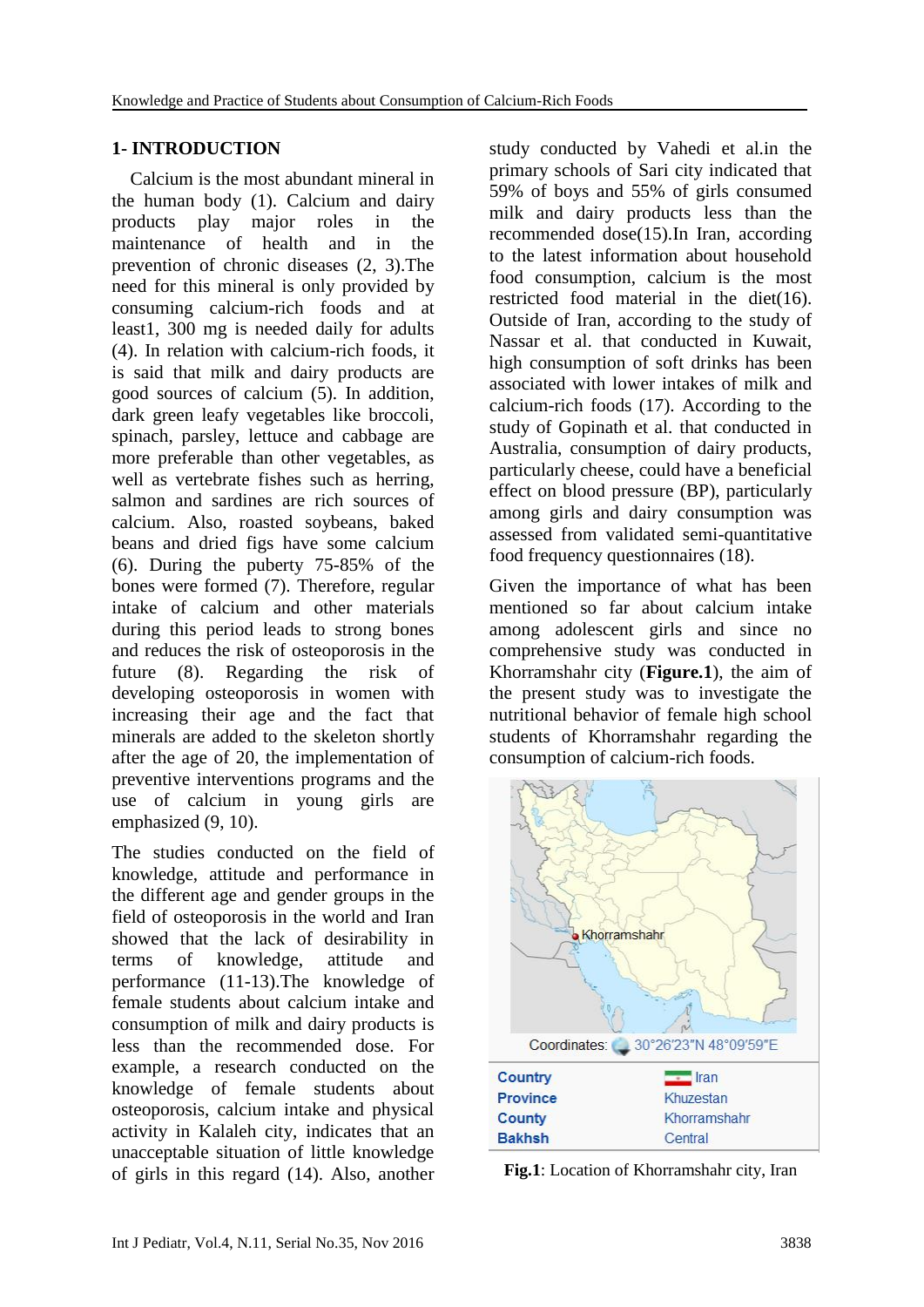## 1- INTRODUCTION

Calcium is the most abundant mineral in the human body (1). Calcium and dairy products play major roles in the maintenance of health and in the prevention of chronic diseases (2, 3).The need for this mineral is only provided by consuming calcium-rich foods and at least1, 300 mg is needed daily for adults (4). In relation with calcium-rich foods, it is said that milk and dairy products are good sources of calcium (5). In addition, dark green leafy vegetables like broccoli, spinach, parsley, lettuce and cabbage are more preferable than other vegetables, as well as vertebrate fishes such as herring, salmon and sardines are rich sources of calcium. Also, roasted soybeans, baked beans and dried figs have some calcium (6). During the puberty 75-85% of the bones were formed (7). Therefore, regular intake of calcium and other materials during this period leads to strong bones and reduces the risk of osteoporosis in the future (8). Regarding the risk of developing osteoporosis in women with increasing their age and the fact that minerals are added to the skeleton shortly after the age of 20, the implementation of preventive interventions programs and the use of calcium in young girls are emphasized (9, 10).

The studies conducted on the field of knowledge, attitude and performance in the different age and gender groups in the field of osteoporosis in the world and Iran showed that the lack of desirability in terms of knowledge, attitude and performance (11-13).The knowledge of female students about calcium intake and consumption of milk and dairy products is less than the recommended dose. For example, a research conducted on the knowledge of female students about osteoporosis, calcium intake and physical activity in Kalaleh city, indicates that an unacceptable situation of little knowledge of girls in this regard (14). Also, another study conducted by Vahedi et al.in the primary schools of Sari city indicated that 59% of boys and 55% of girls consumed milk and dairy products less than the recommended dose(15).In Iran, according to the latest information about household food consumption, calcium is the most restricted food material in the diet(16). Outside of Iran, according to the study of Nassar et al. that conducted in Kuwait, high consumption of soft drinks has been associated with lower intakes of milk and calcium-rich foods (17). According to the study of Gopinath et al. that conducted in Australia, consumption of dairy products, particularly cheese, could have a beneficial effect on blood pressure (BP), particularly among girls and dairy consumption was assessed from validated semi-quantitative food frequency questionnaires (18).

Given the importance of what has been mentioned so far about calcium intake among adolescent girls and since no comprehensive study was conducted in Khorramshahr city (**Figure.1**), the aim of the present study was to investigate the nutritional behavior of female high school students of Khorramshahr regarding the consumption of calcium-rich foods.

Khorramshahr

Coordinates: 30°26′23″N 48°09′59″E

| | |
|---|---|
| **Country** | Iran |
| **Province** | Khuzestan |
| **County** | Khorramshahr |
| **Bakhsh** | Central |

**Fig.1**: Location of Khorramshahr city, Iran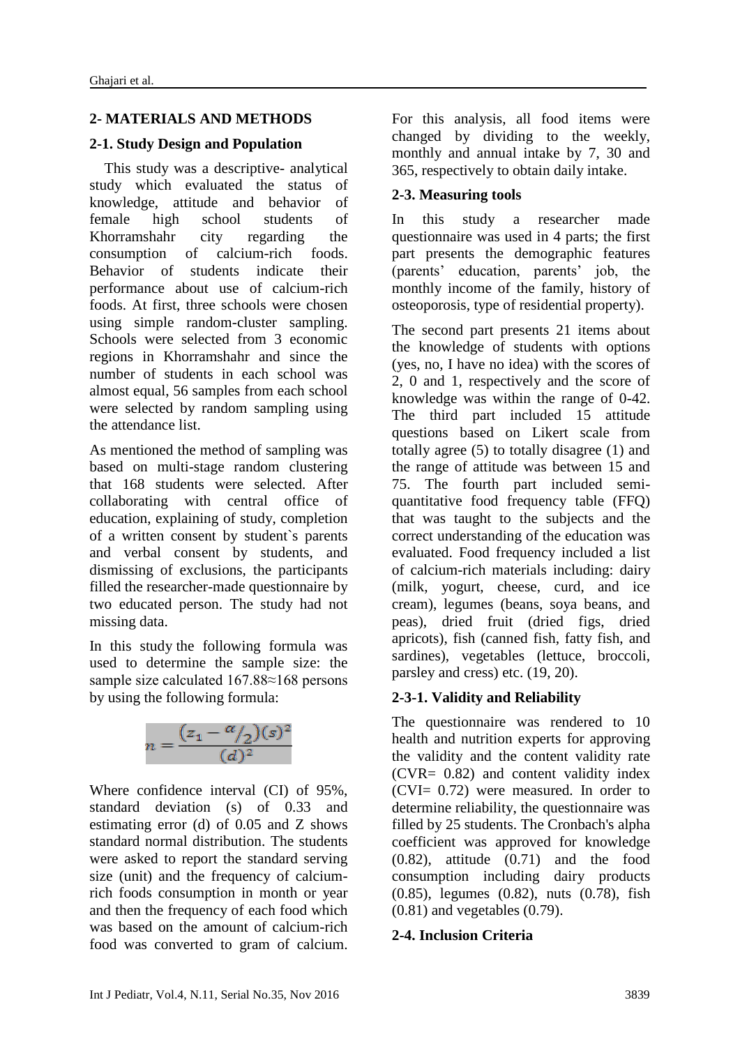## 2- MATERIALS AND METHODS

### 2-1. Study Design and Population

This study was a descriptive- analytical study which evaluated the status of knowledge, attitude and behavior of female high school students of Khorramshahr city regarding the consumption of calcium-rich foods. Behavior of students indicate their performance about use of calcium-rich foods. At first, three schools were chosen using simple random-cluster sampling. Schools were selected from 3 economic regions in Khorramshahr and since the number of students in each school was almost equal, 56 samples from each school were selected by random sampling using the attendance list.

As mentioned the method of sampling was based on multi-stage random clustering that 168 students were selected. After collaborating with central office of education, explaining of study, completion of a written consent by student`s parents and verbal consent by students, and dismissing of exclusions, the participants filled the researcher-made questionnaire by two educated person. The study had not missing data.

In this study the following formula was used to determine the sample size: the sample size calculated 167.88≈168 persons by using the following formula:

$$n = \frac{(z_1 - \alpha/_2)(s)^2}{(d)^2}$$

Where confidence interval (CI) of 95%, standard deviation (s) of 0.33 and estimating error (d) of 0.05 and Z shows standard normal distribution. The students were asked to report the standard serving size (unit) and the frequency of calcium-rich foods consumption in month or year and then the frequency of each food which was based on the amount of calcium-rich food was converted to gram of calcium. For this analysis, all food items were changed by dividing to the weekly, monthly and annual intake by 7, 30 and 365, respectively to obtain daily intake.

### 2-3. Measuring tools

In this study a researcher made questionnaire was used in 4 parts; the first part presents the demographic features (parents' education, parents' job, the monthly income of the family, history of osteoporosis, type of residential property).

The second part presents 21 items about the knowledge of students with options (yes, no, I have no idea) with the scores of 2, 0 and 1, respectively and the score of knowledge was within the range of 0-42. The third part included 15 attitude questions based on Likert scale from totally agree (5) to totally disagree (1) and the range of attitude was between 15 and 75. The fourth part included semi-quantitative food frequency table (FFQ) that was taught to the subjects and the correct understanding of the education was evaluated. Food frequency included a list of calcium-rich materials including: dairy (milk, yogurt, cheese, curd, and ice cream), legumes (beans, soya beans, and peas), dried fruit (dried figs, dried apricots), fish (canned fish, fatty fish, and sardines), vegetables (lettuce, broccoli, parsley and cress) etc. (19, 20).

#### 2-3-1. Validity and Reliability

The questionnaire was rendered to 10 health and nutrition experts for approving the validity and the content validity rate (CVR= 0.82) and content validity index (CVI= 0.72) were measured. In order to determine reliability, the questionnaire was filled by 25 students. The Cronbach's alpha coefficient was approved for knowledge (0.82), attitude (0.71) and the food consumption including dairy products (0.85), legumes (0.82), nuts (0.78), fish (0.81) and vegetables (0.79).

### 2-4. Inclusion Criteria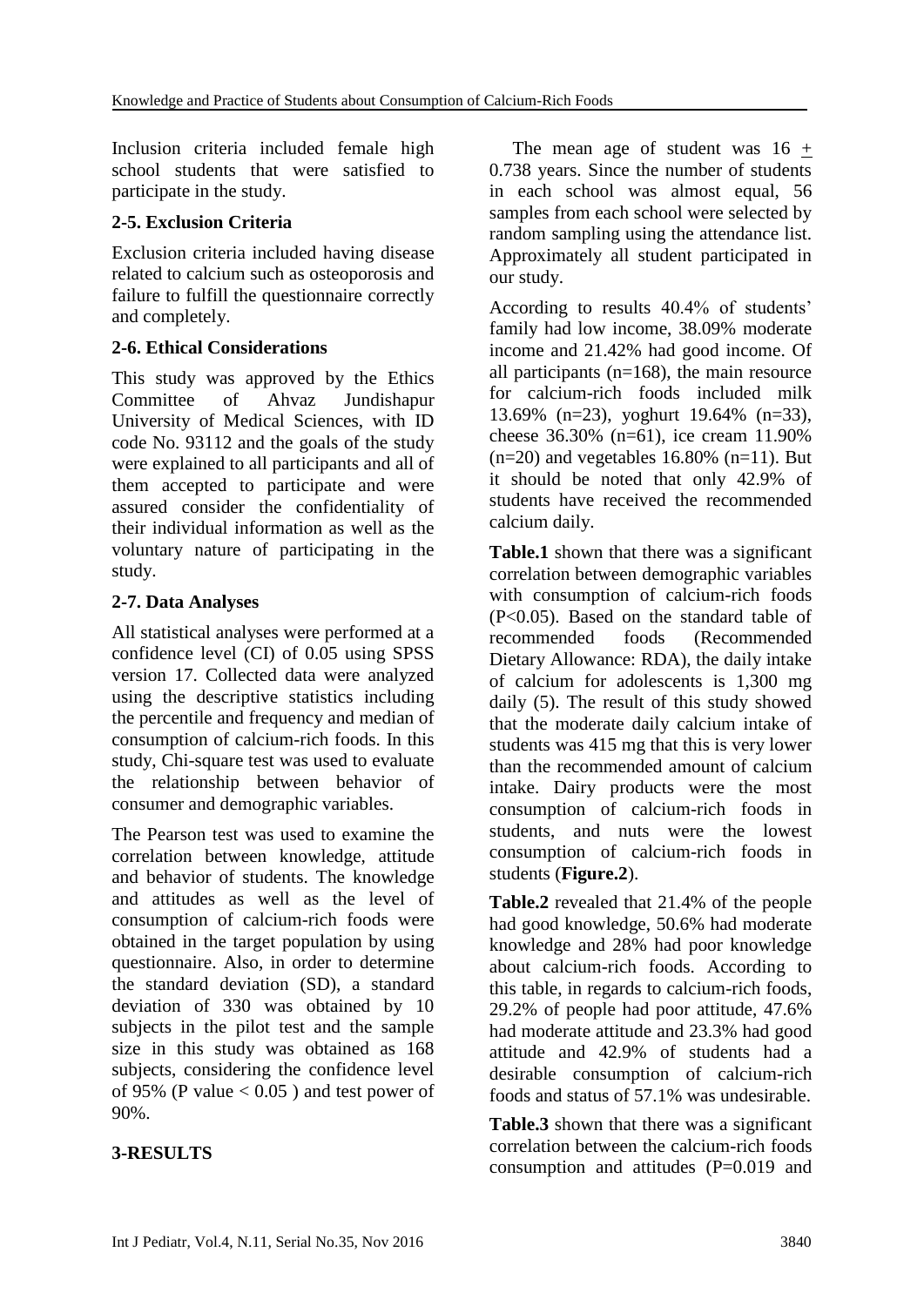Inclusion criteria included female high school students that were satisfied to participate in the study.

### 2-5. Exclusion Criteria

Exclusion criteria included having disease related to calcium such as osteoporosis and failure to fulfill the questionnaire correctly and completely.

### 2-6. Ethical Considerations

This study was approved by the Ethics Committee of Ahvaz Jundishapur University of Medical Sciences, with ID code No. 93112 and the goals of the study were explained to all participants and all of them accepted to participate and were assured consider the confidentiality of their individual information as well as the voluntary nature of participating in the study.

### 2-7. Data Analyses

All statistical analyses were performed at a confidence level (CI) of 0.05 using SPSS version 17. Collected data were analyzed using the descriptive statistics including the percentile and frequency and median of consumption of calcium-rich foods. In this study, Chi-square test was used to evaluate the relationship between behavior of consumer and demographic variables.

The Pearson test was used to examine the correlation between knowledge, attitude and behavior of students. The knowledge and attitudes as well as the level of consumption of calcium-rich foods were obtained in the target population by using questionnaire. Also, in order to determine the standard deviation (SD), a standard deviation of 330 was obtained by 10 subjects in the pilot test and the sample size in this study was obtained as 168 subjects, considering the confidence level of 95% (P value $< 0.05$ ) and test power of 90%.

## 3-RESULTS

The mean age of student was 16 $\pm$ 0.738 years. Since the number of students in each school was almost equal, 56 samples from each school were selected by random sampling using the attendance list. Approximately all student participated in our study.

According to results 40.4% of students' family had low income, 38.09% moderate income and 21.42% had good income. Of all participants (n=168), the main resource for calcium-rich foods included milk 13.69% (n=23), yoghurt 19.64% (n=33), cheese 36.30% (n=61), ice cream 11.90% (n=20) and vegetables 16.80% (n=11). But it should be noted that only 42.9% of students have received the recommended calcium daily.

**Table.1** shown that there was a significant correlation between demographic variables with consumption of calcium-rich foods (P<0.05). Based on the standard table of recommended foods (Recommended Dietary Allowance: RDA), the daily intake of calcium for adolescents is 1,300 mg daily (5). The result of this study showed that the moderate daily calcium intake of students was 415 mg that this is very lower than the recommended amount of calcium intake. Dairy products were the most consumption of calcium-rich foods in students, and nuts were the lowest consumption of calcium-rich foods in students (**Figure.2**).

**Table.2** revealed that 21.4% of the people had good knowledge, 50.6% had moderate knowledge and 28% had poor knowledge about calcium-rich foods. According to this table, in regards to calcium-rich foods, 29.2% of people had poor attitude, 47.6% had moderate attitude and 23.3% had good attitude and 42.9% of students had a desirable consumption of calcium-rich foods and status of 57.1% was undesirable.

**Table.3** shown that there was a significant correlation between the calcium-rich foods consumption and attitudes (P=0.019 and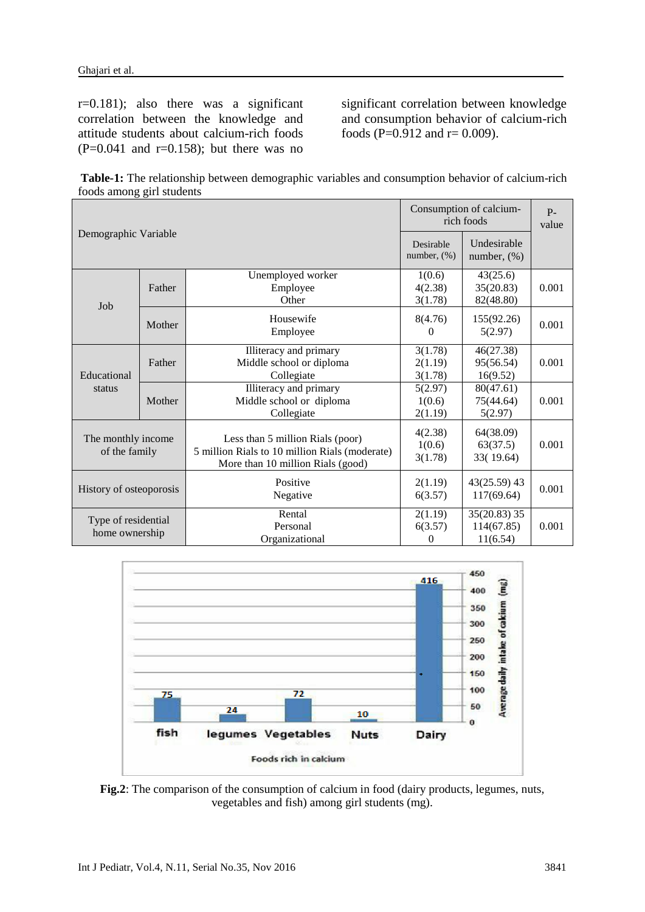r=0.181); also there was a significant correlation between the knowledge and attitude students about calcium-rich foods (P=0.041 and r=0.158); but there was no significant correlation between knowledge and consumption behavior of calcium-rich foods (P=0.912 and r= 0.009).

**Table-1:** The relationship between demographic variables and consumption behavior of calcium-rich foods among girl students

| Demographic Variable | | | Consumption of calcium-rich foods | | P-value |
|---|---|---|---|---|---|
| | | | Desirable number, (%) | Undesirable number, (%) | |
| Job | Father | Unemployed worker<br>Employee<br>Other | 1(0.6)<br>4(2.38)<br>3(1.78) | 43(25.6)<br>35(20.83)<br>82(48.80) | 0.001 |
| | Mother | Housewife<br>Employee | 8(4.76)<br>0 | 155(92.26)<br>5(2.97) | 0.001 |
| Educational status | Father | Illiteracy and primary<br>Middle school or diploma<br>Collegiate | 3(1.78)<br>2(1.19)<br>3(1.78) | 46(27.38)<br>95(56.54)<br>16(9.52) | 0.001 |
| | Mother | Illiteracy and primary<br>Middle school or diploma<br>Collegiate | 5(2.97)<br>1(0.6)<br>2(1.19) | 80(47.61)<br>75(44.64)<br>5(2.97) | 0.001 |
| The monthly income of the family | | Less than 5 million Rials (poor)<br>5 million Rials to 10 million Rials (moderate)<br>More than 10 million Rials (good) | 4(2.38)<br>1(0.6)<br>3(1.78) | 64(38.09)<br>63(37.5)<br>33( 19.64) | 0.001 |
| History of osteoporosis | | Positive<br>Negative | 2(1.19)<br>6(3.57) | 43(25.59) 43<br>117(69.64) | 0.001 |
| Type of residential home ownership | | Rental<br>Personal<br>Organizational | 2(1.19)<br>6(3.57)<br>0 | 35(20.83) 35<br>114(67.85)<br>11(6.54) | 0.001 |

**Fig.2**: The comparison of the consumption of calcium in food (dairy products, legumes, nuts, vegetables and fish) among girl students (mg).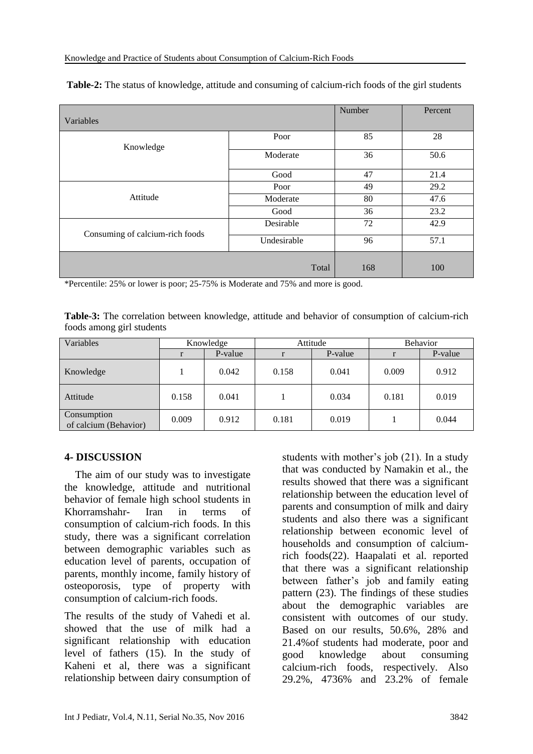**Table-2:** The status of knowledge, attitude and consuming of calcium-rich foods of the girl students

| Variables | | Number | Percent |
|---|---|---|---|
| Knowledge | Poor | 85 | 28 |
| | Moderate | 36 | 50.6 |
| | Good | 47 | 21.4 |
| Attitude | Poor | 49 | 29.2 |
| | Moderate | 80 | 47.6 |
| | Good | 36 | 23.2 |
| Consuming of calcium-rich foods | Desirable | 72 | 42.9 |
| | Undesirable | 96 | 57.1 |
| | Total | 168 | 100 |

*Percentile: 25% or lower is poor; 25-75% is Moderate and 75% and more is good.

**Table-3:** The correlation between knowledge, attitude and behavior of consumption of calcium-rich foods among girl students

| Variables | Knowledge | | Attitude | | Behavior | |
|---|---|---|---|---|---|---|
| | r | P-value | r | P-value | r | P-value |
| Knowledge | 1 | 0.042 | 0.158 | 0.041 | 0.009 | 0.912 |
| Attitude | 0.158 | 0.041 | 1 | 0.034 | 0.181 | 0.019 |
| Consumption of calcium (Behavior) | 0.009 | 0.912 | 0.181 | 0.019 | 1 | 0.044 |

## 4- DISCUSSION

The aim of our study was to investigate the knowledge, attitude and nutritional behavior of female high school students in Khorramshahr- Iran in terms of consumption of calcium-rich foods. In this study, there was a significant correlation between demographic variables such as education level of parents, occupation of parents, monthly income, family history of osteoporosis, type of property with consumption of calcium-rich foods.

The results of the study of Vahedi et al. showed that the use of milk had a significant relationship with education level of fathers (15). In the study of Kaheni et al, there was a significant relationship between dairy consumption of students with mother's job (21). In a study that was conducted by Namakin et al., the results showed that there was a significant relationship between the education level of parents and consumption of milk and dairy students and also there was a significant relationship between economic level of households and consumption of calcium-rich foods(22). Haapalati et al. reported that there was a significant relationship between father's job and family eating pattern (23). The findings of these studies about the demographic variables are consistent with outcomes of our study. Based on our results, 50.6%, 28% and 21.4%of students had moderate, poor and good knowledge about consuming calcium-rich foods, respectively. Also 29.2%, 4736% and 23.2% of female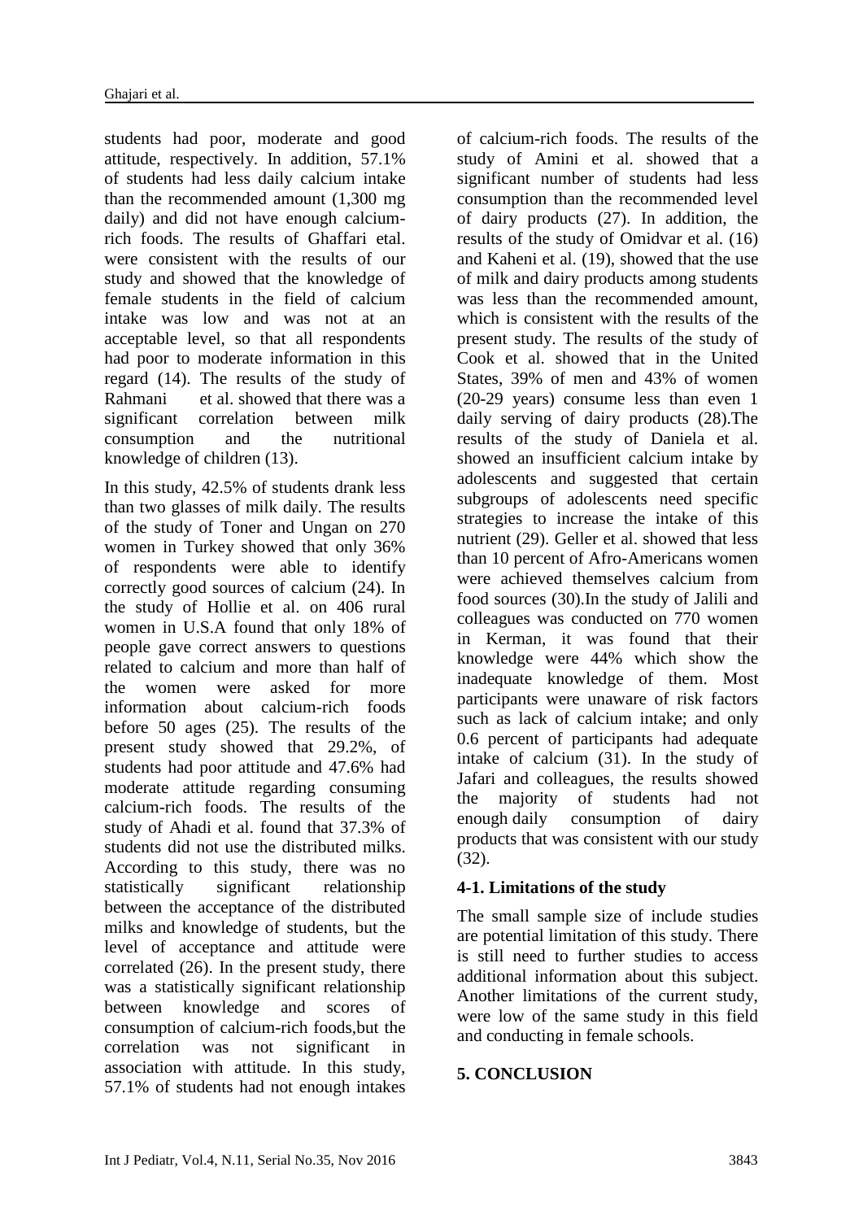students had poor, moderate and good attitude, respectively. In addition, 57.1% of students had less daily calcium intake than the recommended amount (1,300 mg daily) and did not have enough calcium-rich foods. The results of Ghaffari etal. were consistent with the results of our study and showed that the knowledge of female students in the field of calcium intake was low and was not at an acceptable level, so that all respondents had poor to moderate information in this regard (14). The results of the study of Rahmani et al. showed that there was a significant correlation between milk consumption and the nutritional knowledge of children (13).

In this study, 42.5% of students drank less than two glasses of milk daily. The results of the study of Toner and Ungan on 270 women in Turkey showed that only 36% of respondents were able to identify correctly good sources of calcium (24). In the study of Hollie et al. on 406 rural women in U.S.A found that only 18% of people gave correct answers to questions related to calcium and more than half of the women were asked for more information about calcium-rich foods before 50 ages (25). The results of the present study showed that 29.2%, of students had poor attitude and 47.6% had moderate attitude regarding consuming calcium-rich foods. The results of the study of Ahadi et al. found that 37.3% of students did not use the distributed milks. According to this study, there was no statistically significant relationship between the acceptance of the distributed milks and knowledge of students, but the level of acceptance and attitude were correlated (26). In the present study, there was a statistically significant relationship between knowledge and scores of consumption of calcium-rich foods,but the correlation was not significant in association with attitude. In this study, 57.1% of students had not enough intakes of calcium-rich foods. The results of the study of Amini et al. showed that a significant number of students had less consumption than the recommended level of dairy products (27). In addition, the results of the study of Omidvar et al. (16) and Kaheni et al. (19), showed that the use of milk and dairy products among students was less than the recommended amount, which is consistent with the results of the present study. The results of the study of Cook et al. showed that in the United States, 39% of men and 43% of women (20-29 years) consume less than even 1 daily serving of dairy products (28).The results of the study of Daniela et al. showed an insufficient calcium intake by adolescents and suggested that certain subgroups of adolescents need specific strategies to increase the intake of this nutrient (29). Geller et al. showed that less than 10 percent of Afro-Americans women were achieved themselves calcium from food sources (30).In the study of Jalili and colleagues was conducted on 770 women in Kerman, it was found that their knowledge were 44% which show the inadequate knowledge of them. Most participants were unaware of risk factors such as lack of calcium intake; and only 0.6 percent of participants had adequate intake of calcium (31). In the study of Jafari and colleagues, the results showed the majority of students had not enough daily consumption of dairy products that was consistent with our study (32).

### 4-1. Limitations of the study

The small sample size of include studies are potential limitation of this study. There is still need to further studies to access additional information about this subject. Another limitations of the current study, were low of the same study in this field and conducting in female schools.

## 5. CONCLUSION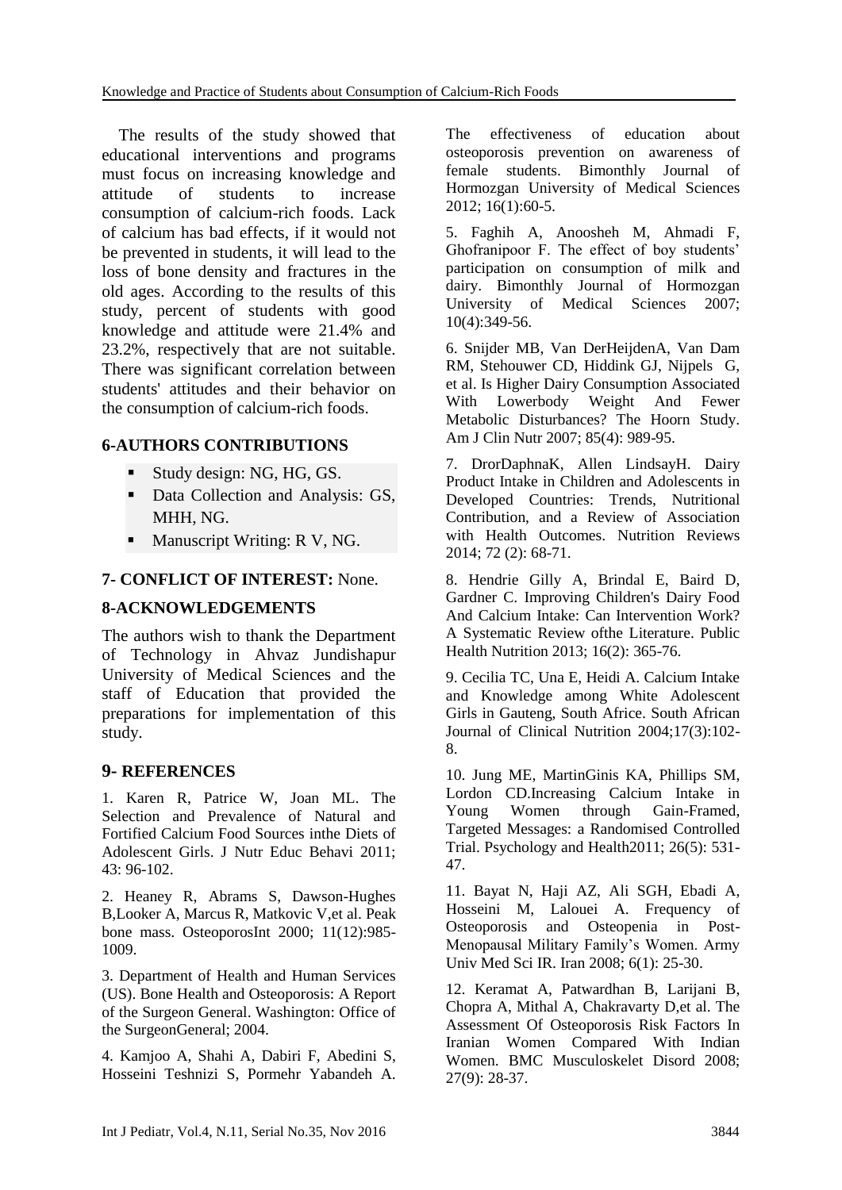The results of the study showed that educational interventions and programs must focus on increasing knowledge and attitude of students to increase consumption of calcium-rich foods. Lack of calcium has bad effects, if it would not be prevented in students, it will lead to the loss of bone density and fractures in the old ages. According to the results of this study, percent of students with good knowledge and attitude were 21.4% and 23.2%, respectively that are not suitable. There was significant correlation between students' attitudes and their behavior on the consumption of calcium-rich foods.

## 6-AUTHORS CONTRIBUTIONS

- Study design: NG, HG, GS.
- Data Collection and Analysis: GS, MHH, NG.
- Manuscript Writing: R V, NG.

## 7- CONFLICT OF INTEREST: None.

## 8-ACKNOWLEDGEMENTS

The authors wish to thank the Department of Technology in Ahvaz Jundishapur University of Medical Sciences and the staff of Education that provided the preparations for implementation of this study.

## 9- REFERENCES

1. Karen R, Patrice W, Joan ML. The Selection and Prevalence of Natural and Fortified Calcium Food Sources inthe Diets of Adolescent Girls. J Nutr Educ Behavi 2011; 43: 96-102.

2. Heaney R, Abrams S, Dawson-Hughes B,Looker A, Marcus R, Matkovic V,et al. Peak bone mass. OsteoporosInt 2000; 11(12):985-1009.

3. Department of Health and Human Services (US). Bone Health and Osteoporosis: A Report of the Surgeon General. Washington: Office of the SurgeonGeneral; 2004.

4. Kamjoo A, Shahi A, Dabiri F, Abedini S, Hosseini Teshnizi S, Pormehr Yabandeh A. The effectiveness of education about osteoporosis prevention on awareness of female students. Bimonthly Journal of Hormozgan University of Medical Sciences 2012; 16(1):60-5.

5. Faghih A, Anoosheh M, Ahmadi F, Ghofranipoor F. The effect of boy students' participation on consumption of milk and dairy. Bimonthly Journal of Hormozgan University of Medical Sciences 2007; 10(4):349-56.

6. Snijder MB, Van DerHeijdenA, Van Dam RM, Stehouwer CD, Hiddink GJ, Nijpels G, et al. Is Higher Dairy Consumption Associated With Lowerbody Weight And Fewer Metabolic Disturbances? The Hoorn Study. Am J Clin Nutr 2007; 85(4): 989-95.

7. DrorDaphnaK, Allen LindsayH. Dairy Product Intake in Children and Adolescents in Developed Countries: Trends, Nutritional Contribution, and a Review of Association with Health Outcomes. Nutrition Reviews 2014; 72 (2): 68-71.

8. Hendrie Gilly A, Brindal E, Baird D, Gardner C. Improving Children's Dairy Food And Calcium Intake: Can Intervention Work? A Systematic Review ofthe Literature. Public Health Nutrition 2013; 16(2): 365-76.

9. Cecilia TC, Una E, Heidi A. Calcium Intake and Knowledge among White Adolescent Girls in Gauteng, South Africe. South African Journal of Clinical Nutrition 2004;17(3):102-8.

10. Jung ME, MartinGinis KA, Phillips SM, Lordon CD.Increasing Calcium Intake in Young Women through Gain-Framed, Targeted Messages: a Randomised Controlled Trial. Psychology and Health2011; 26(5): 531-47.

11. Bayat N, Haji AZ, Ali SGH, Ebadi A, Hosseini M, Lalouei A. Frequency of Osteoporosis and Osteopenia in Post-Menopausal Military Family's Women. Army Univ Med Sci IR. Iran 2008; 6(1): 25-30.

12. Keramat A, Patwardhan B, Larijani B, Chopra A, Mithal A, Chakravarty D,et al. The Assessment Of Osteoporosis Risk Factors In Iranian Women Compared With Indian Women. BMC Musculoskelet Disord 2008; 27(9): 28-37.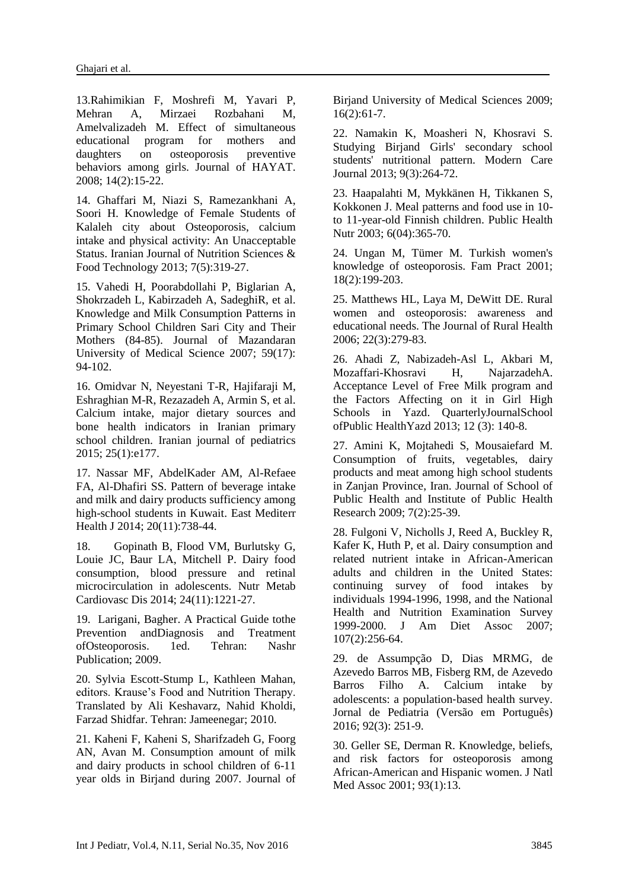13.Rahimikian F, Moshrefi M, Yavari P, Mehran A, Mirzaei Rozbahani M, Amelvalizadeh M. Effect of simultaneous educational program for mothers and daughters on osteoporosis preventive behaviors among girls. Journal of HAYAT. 2008; 14(2):15-22.

14. Ghaffari M, Niazi S, Ramezankhani A, Soori H. Knowledge of Female Students of Kalaleh city about Osteoporosis, calcium intake and physical activity: An Unacceptable Status. Iranian Journal of Nutrition Sciences & Food Technology 2013; 7(5):319-27.

15. Vahedi H, Poorabdollahi P, Biglarian A, Shokrzadeh L, Kabirzadeh A, SadeghiR, et al. Knowledge and Milk Consumption Patterns in Primary School Children Sari City and Their Mothers (84-85). Journal of Mazandaran University of Medical Science 2007; 59(17): 94-102.

16. Omidvar N, Neyestani T-R, Hajifaraji M, Eshraghian M-R, Rezazadeh A, Armin S, et al. Calcium intake, major dietary sources and bone health indicators in Iranian primary school children. Iranian journal of pediatrics 2015; 25(1):e177.

17. Nassar MF, AbdelKader AM, Al-Refaee FA, Al-Dhafiri SS. Pattern of beverage intake and milk and dairy products sufficiency among high-school students in Kuwait. East Mediterr Health J 2014; 20(11):738-44.

18. Gopinath B, Flood VM, Burlutsky G, Louie JC, Baur LA, Mitchell P. Dairy food consumption, blood pressure and retinal microcirculation in adolescents. Nutr Metab Cardiovasc Dis 2014; 24(11):1221-27.

19. Larigani, Bagher. A Practical Guide tothe Prevention andDiagnosis and Treatment ofOsteoporosis. 1ed. Tehran: Nashr Publication; 2009.

20. Sylvia Escott-Stump L, Kathleen Mahan, editors. Krause's Food and Nutrition Therapy. Translated by Ali Keshavarz, Nahid Kholdi, Farzad Shidfar. Tehran: Jameenegar; 2010.

21. Kaheni F, Kaheni S, Sharifzadeh G, Foorg AN, Avan M. Consumption amount of milk and dairy products in school children of 6-11 year olds in Birjand during 2007. Journal of Birjand University of Medical Sciences 2009; 16(2):61-7.

22. Namakin K, Moasheri N, Khosravi S. Studying Birjand Girls' secondary school students' nutritional pattern. Modern Care Journal 2013; 9(3):264-72.

23. Haapalahti M, Mykkänen H, Tikkanen S, Kokkonen J. Meal patterns and food use in 10- to 11-year-old Finnish children. Public Health Nutr 2003; 6(04):365-70.

24. Ungan M, Tümer M. Turkish women's knowledge of osteoporosis. Fam Pract 2001; 18(2):199-203.

25. Matthews HL, Laya M, DeWitt DE. Rural women and osteoporosis: awareness and educational needs. The Journal of Rural Health 2006; 22(3):279-83.

26. Ahadi Z, Nabizadeh-Asl L, Akbari M, Mozaffari-Khosravi H, NajarzadehA. Acceptance Level of Free Milk program and the Factors Affecting on it in Girl High Schools in Yazd. QuarterlyJournalSchool ofPublic HealthYazd 2013; 12 (3): 140-8.

27. Amini K, Mojtahedi S, Mousaiefard M. Consumption of fruits, vegetables, dairy products and meat among high school students in Zanjan Province, Iran. Journal of School of Public Health and Institute of Public Health Research 2009; 7(2):25-39.

28. Fulgoni V, Nicholls J, Reed A, Buckley R, Kafer K, Huth P, et al. Dairy consumption and related nutrient intake in African-American adults and children in the United States: continuing survey of food intakes by individuals 1994-1996, 1998, and the National Health and Nutrition Examination Survey 1999-2000. J Am Diet Assoc 2007; 107(2):256-64.

29. de Assumpção D, Dias MRMG, de Azevedo Barros MB, Fisberg RM, de Azevedo Barros Filho A. Calcium intake by adolescents: a population-based health survey. Jornal de Pediatria (Versão em Português) 2016; 92(3): 251-9.

30. Geller SE, Derman R. Knowledge, beliefs, and risk factors for osteoporosis among African-American and Hispanic women. J Natl Med Assoc 2001; 93(1):13.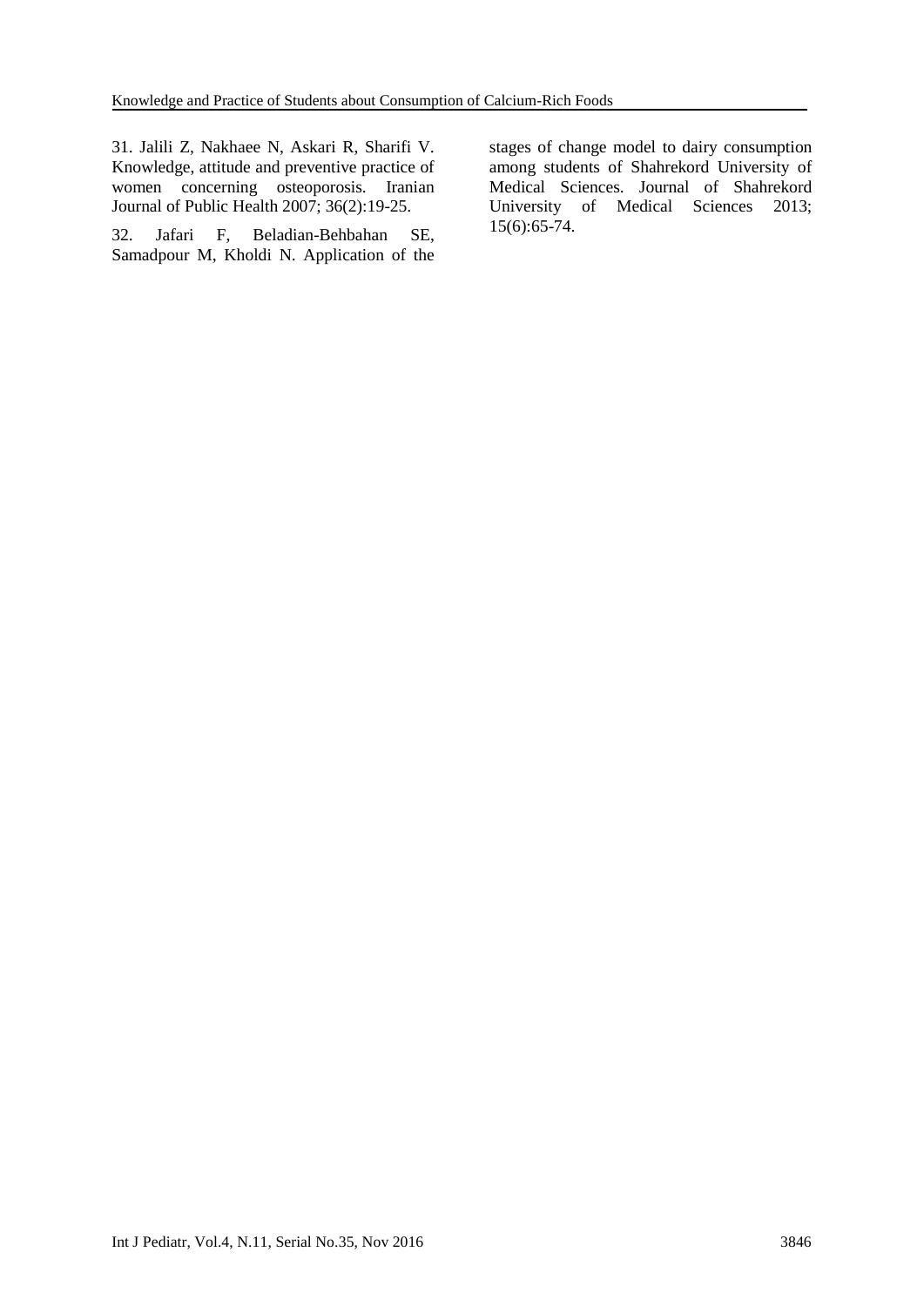31. Jalili Z, Nakhaee N, Askari R, Sharifi V. Knowledge, attitude and preventive practice of women concerning osteoporosis. Iranian Journal of Public Health 2007; 36(2):19-25.

32. Jafari F, Beladian-Behbahan SE, Samadpour M, Kholdi N. Application of the stages of change model to dairy consumption among students of Shahrekord University of Medical Sciences. Journal of Shahrekord University of Medical Sciences 2013; 15(6):65-74.